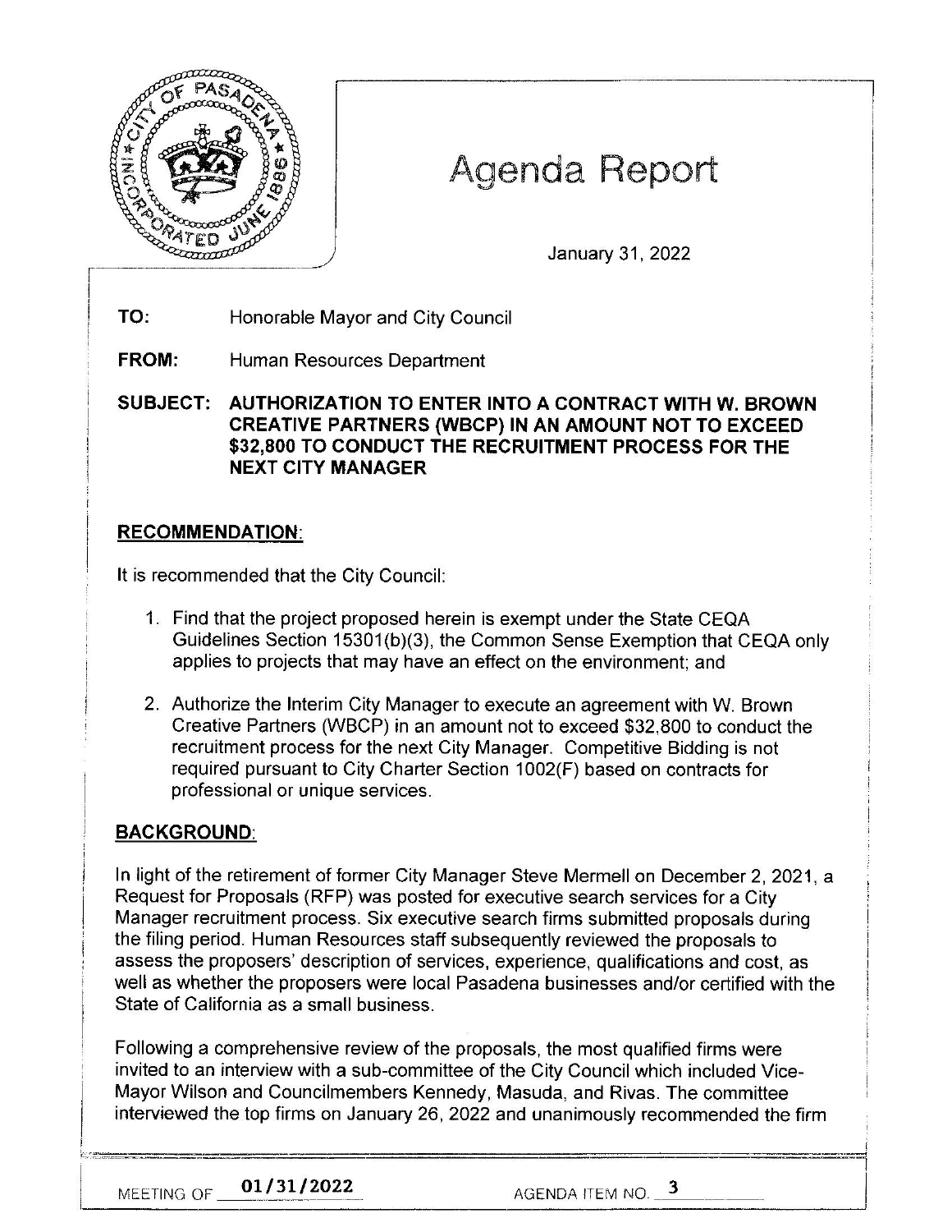# Agenda Report

January 31, 2022

**TO:** Honorable Mayor and City Council

**FROM:** Human Resources Department

**SUBJECT: AUTHORIZATION TO ENTER INTO A CONTRACT WITH W. BROWN CREATIVE PARTNERS (WBCP) IN AN AMOUNT NOT TO EXCEED $32,800 TO CONDUCT THE RECRUITMENT PROCESS FOR THE NEXT CITY MANAGER**

## RECOMMENDATION:

It is recommended that the City Council:

1. Find that the project proposed herein is exempt under the State CEQA Guidelines Section 15301(b)(3), the Common Sense Exemption that CEQA only applies to projects that may have an effect on the environment; and

2. Authorize the Interim City Manager to execute an agreement with W. Brown Creative Partners (WBCP) in an amount not to exceed $32,800 to conduct the recruitment process for the next City Manager. Competitive Bidding is not required pursuant to City Charter Section 1002(F) based on contracts for professional or unique services.

## BACKGROUND:

In light of the retirement of former City Manager Steve Mermell on December 2, 2021, a Request for Proposals (RFP) was posted for executive search services for a City Manager recruitment process. Six executive search firms submitted proposals during the filing period. Human Resources staff subsequently reviewed the proposals to assess the proposers' description of services, experience, qualifications and cost, as well as whether the proposers were local Pasadena businesses and/or certified with the State of California as a small business.

Following a comprehensive review of the proposals, the most qualified firms were invited to an interview with a sub-committee of the City Council which included Vice-Mayor Wilson and Councilmembers Kennedy, Masuda, and Rivas. The committee interviewed the top firms on January 26, 2022 and unanimously recommended the firm

MEETING OF 01/31/2022 AGENDA ITEM NO. 3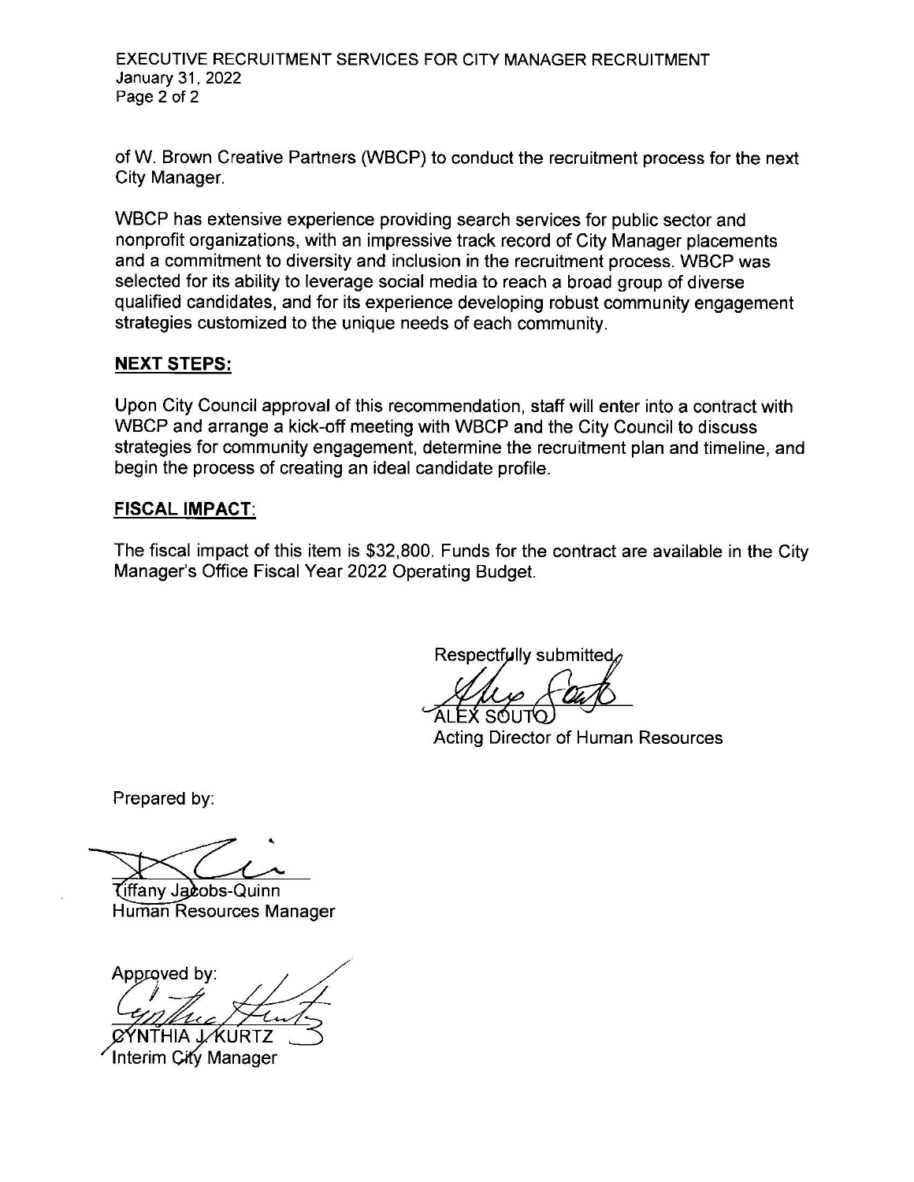of W. Brown Creative Partners (WBCP) to conduct the recruitment process for the next City Manager.

WBCP has extensive experience providing search services for public sector and nonprofit organizations, with an impressive track record of City Manager placements and a commitment to diversity and inclusion in the recruitment process. WBCP was selected for its ability to leverage social media to reach a broad group of diverse qualified candidates, and for its experience developing robust community engagement strategies customized to the unique needs of each community.

**NEXT STEPS:**

Upon City Council approval of this recommendation, staff will enter into a contract with WBCP and arrange a kick-off meeting with WBCP and the City Council to discuss strategies for community engagement, determine the recruitment plan and timeline, and begin the process of creating an ideal candidate profile.

**FISCAL IMPACT:**

The fiscal impact of this item is $32,800. Funds for the contract are available in the City Manager's Office Fiscal Year 2022 Operating Budget.

Respectfully submitted,

ALEX SOUTO
Acting Director of Human Resources

Prepared by:

Tiffany Jacobs-Quinn
Human Resources Manager

Approved by:

CYNTHIA J. KURTZ
Interim City Manager